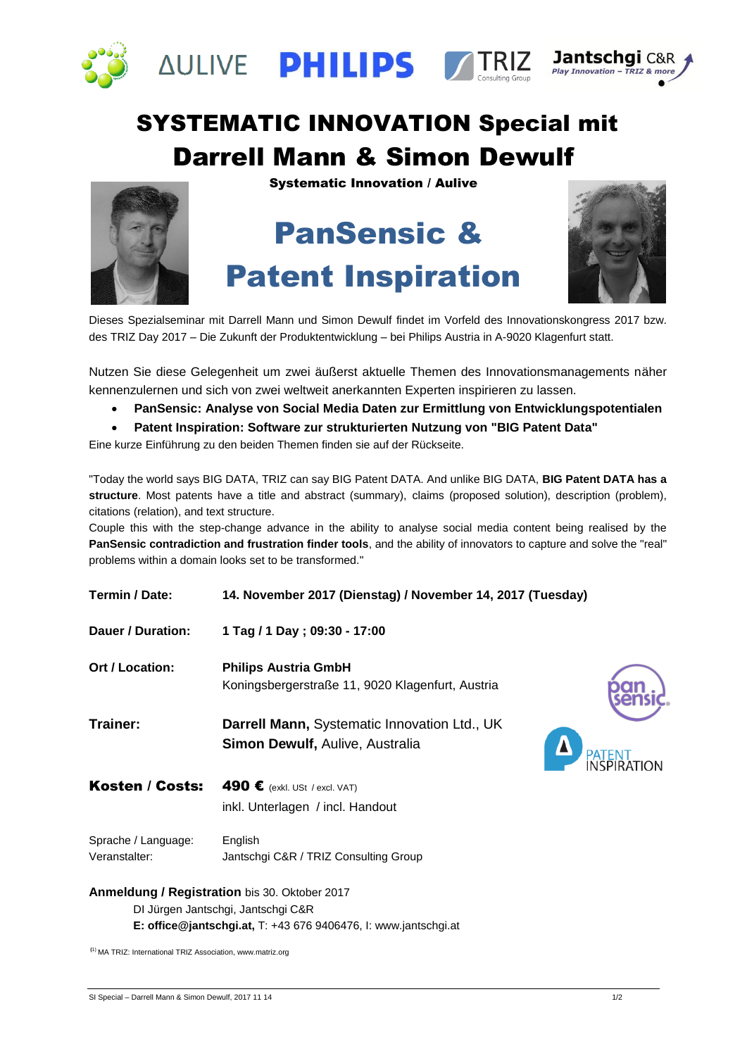# SYSTEMATIC INNOVATION Special mit Darrell Mann & Simon Dewulf

**Systematic Innovation / Aulive**

## PanSensic & Patent Inspiration

Dieses Spezialseminar mit Darrell Mann und Simon Dewulf findet im Vorfeld des Innovationskongress 2017 bzw. des TRIZ Day 2017 – Die Zukunft der Produktentwicklung – bei Philips Austria in A-9020 Klagenfurt statt.

Nutzen Sie diese Gelegenheit um zwei äußerst aktuelle Themen des Innovationsmanagements näher kennenzulernen und sich von zwei weltweit anerkannten Experten inspirieren zu lassen.

- **PanSensic: Analyse von Social Media Daten zur Ermittlung von Entwicklungspotentialen**
- **Patent Inspiration: Software zur strukturierten Nutzung von "BIG Patent Data"**

Eine kurze Einführung zu den beiden Themen finden sie auf der Rückseite.

"Today the world says BIG DATA, TRIZ can say BIG Patent DATA. And unlike BIG DATA, **BIG Patent DATA has a structure**. Most patents have a title and abstract (summary), claims (proposed solution), description (problem), citations (relation), and text structure.
Couple this with the step-change advance in the ability to analyse social media content being realised by the **PanSensic contradiction and frustration finder tools**, and the ability of innovators to capture and solve the "real" problems within a domain looks set to be transformed."

**Termin / Date:** **14. November 2017 (Dienstag) / November 14, 2017 (Tuesday)**

**Dauer / Duration:** **1 Tag / 1 Day ; 09:30 - 17:00**

**Ort / Location:** **Philips Austria GmbH**
Koningsbergerstraße 11, 9020 Klagenfurt, Austria

**Trainer:** **Darrell Mann,** Systematic Innovation Ltd., UK
**Simon Dewulf,** Aulive, Australia

**Kosten / Costs:** **490 €** (exkl. USt / excl. VAT)
inkl. Unterlagen / incl. Handout

Sprache / Language: English
Veranstalter: Jantschgi C&R / TRIZ Consulting Group

**Anmeldung / Registration** bis 30. Oktober 2017
DI Jürgen Jantschgi, Jantschgi C&R
**E: office@jantschgi.at,** T: +43 676 9406476, I: www.jantschgi.at

[1] MA TRIZ: International TRIZ Association, www.matriz.org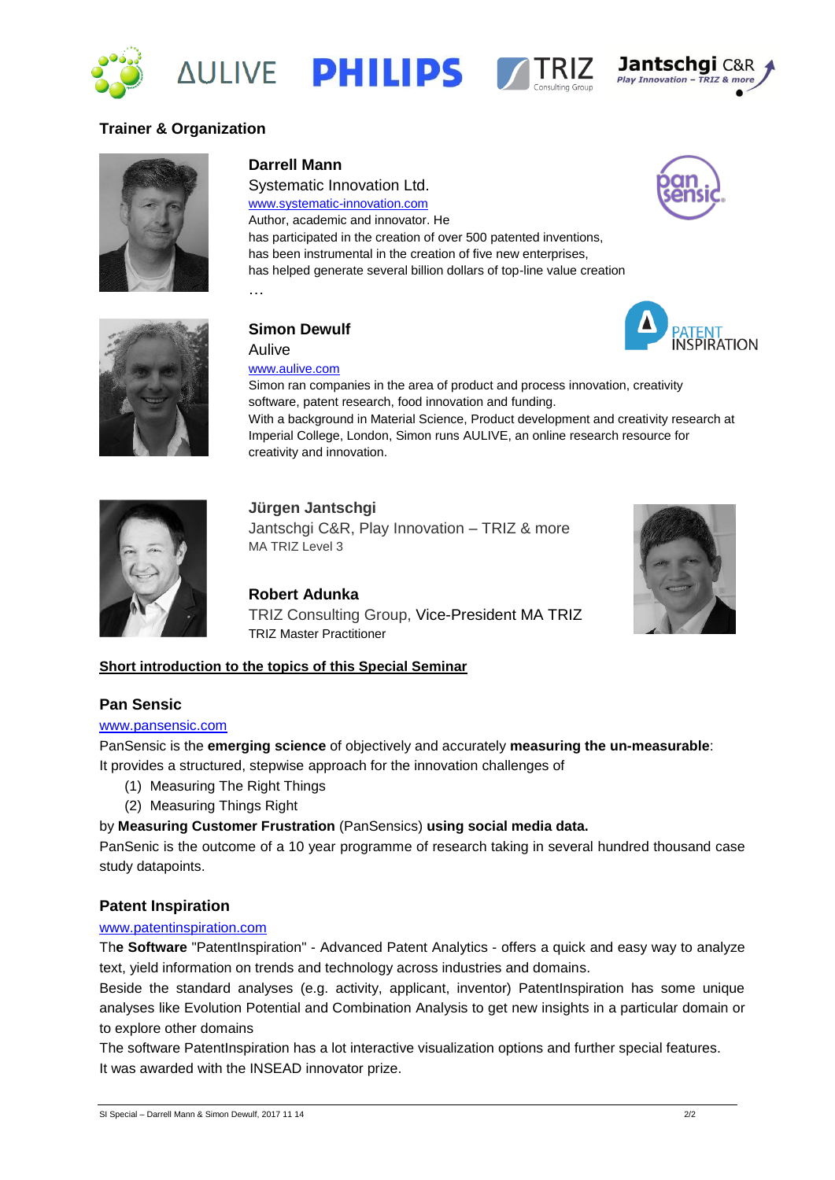## Trainer & Organization

**Darrell Mann**
Systematic Innovation Ltd.
www.systematic-innovation.com
Author, academic and innovator. He
has participated in the creation of over 500 patented inventions,
has been instrumental in the creation of five new enterprises,
has helped generate several billion dollars of top-line value creation
…

**Simon Dewulf**
Aulive
www.aulive.com
Simon ran companies in the area of product and process innovation, creativity software, patent research, food innovation and funding.
With a background in Material Science, Product development and creativity research at Imperial College, London, Simon runs AULIVE, an online research resource for creativity and innovation.

**Jürgen Jantschgi**
Jantschgi C&R, Play Innovation – TRIZ & more
MA TRIZ Level 3

**Robert Adunka**
TRIZ Consulting Group, Vice-President MA TRIZ
TRIZ Master Practitioner

## Short introduction to the topics of this Special Seminar

### Pan Sensic

www.pansensic.com

PanSensic is the **emerging science** of objectively and accurately **measuring the un-measurable**:
It provides a structured, stepwise approach for the innovation challenges of

1. Measuring The Right Things
2. Measuring Things Right

by **Measuring Customer Frustration** (PanSensics) **using social media data.**
PanSenic is the outcome of a 10 year programme of research taking in several hundred thousand case study datapoints.

### Patent Inspiration

www.patentinspiration.com

The **Software** "PatentInspiration" - Advanced Patent Analytics - offers a quick and easy way to analyze text, yield information on trends and technology across industries and domains.
Beside the standard analyses (e.g. activity, applicant, inventor) PatentInspiration has some unique analyses like Evolution Potential and Combination Analysis to get new insights in a particular domain or to explore other domains
The software PatentInspiration has a lot interactive visualization options and further special features.
It was awarded with the INSEAD innovator prize.